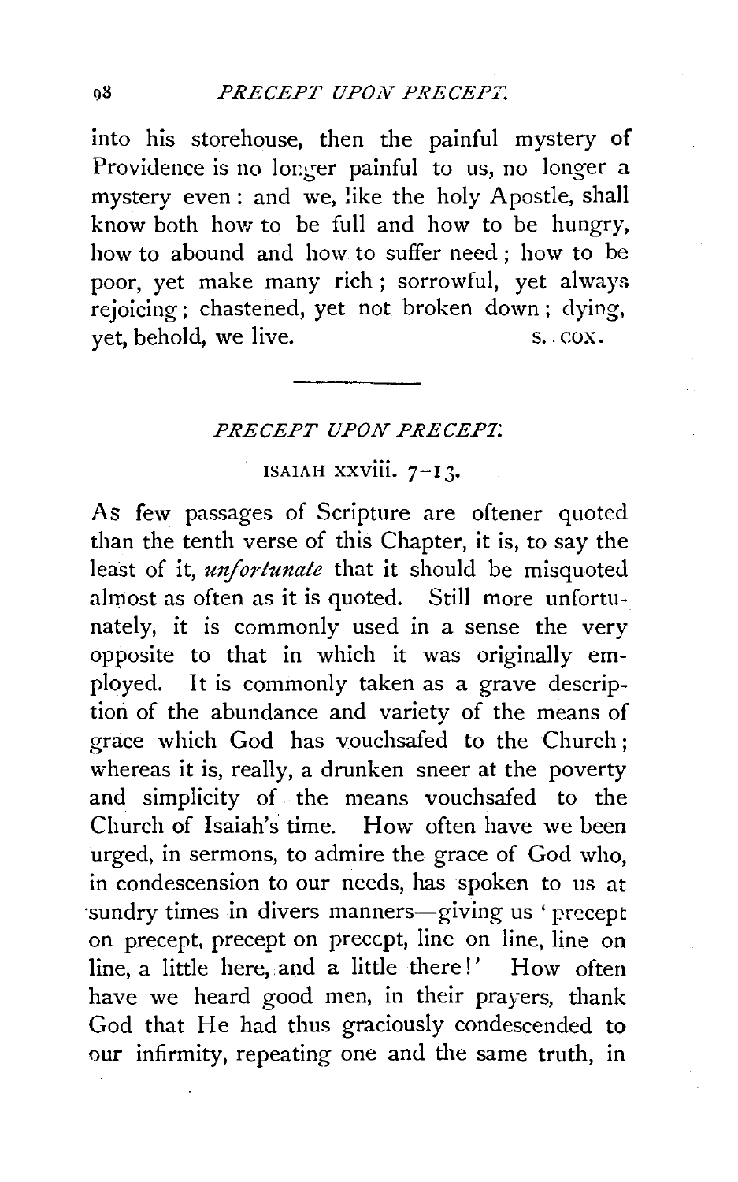into his storehouse, then the painful mystery of Providence is no longer painful to us, no longer a mystery even: and we, like the holy Apostle, shall know both how to be full and how to be hungry, how to abound and how to suffer need; how to be poor, yet make many rich; sorrowful, yet always rejoicing; chastened, yet not broken down; dying, yet, behold, we live. S. COX.

---

## *PRECEPT UPON PRECEPT.*

### ISAIAH xxviii. 7-13.

As few passages of Scripture are oftener quoted than the tenth verse of this Chapter, it is, to say the least of it, *unfortunate* that it should be misquoted almost as often as it is quoted. Still more unfortunately, it is commonly used in a sense the very opposite to that in which it was originally employed. It is commonly taken as a grave description of the abundance and variety of the means of grace which God has vouchsafed to the Church; whereas it is, really, a drunken sneer at the poverty and simplicity of the means vouchsafed to the Church of Isaiah's time. How often have we been urged, in sermons, to admire the grace of God who, in condescension to our needs, has spoken to us at sundry times in divers manners—giving us 'precept on precept, precept on precept, line on line, line on line, a little here, and a little there!' How often have we heard good men, in their prayers, thank God that He had thus graciously condescended to our infirmity, repeating one and the same truth, in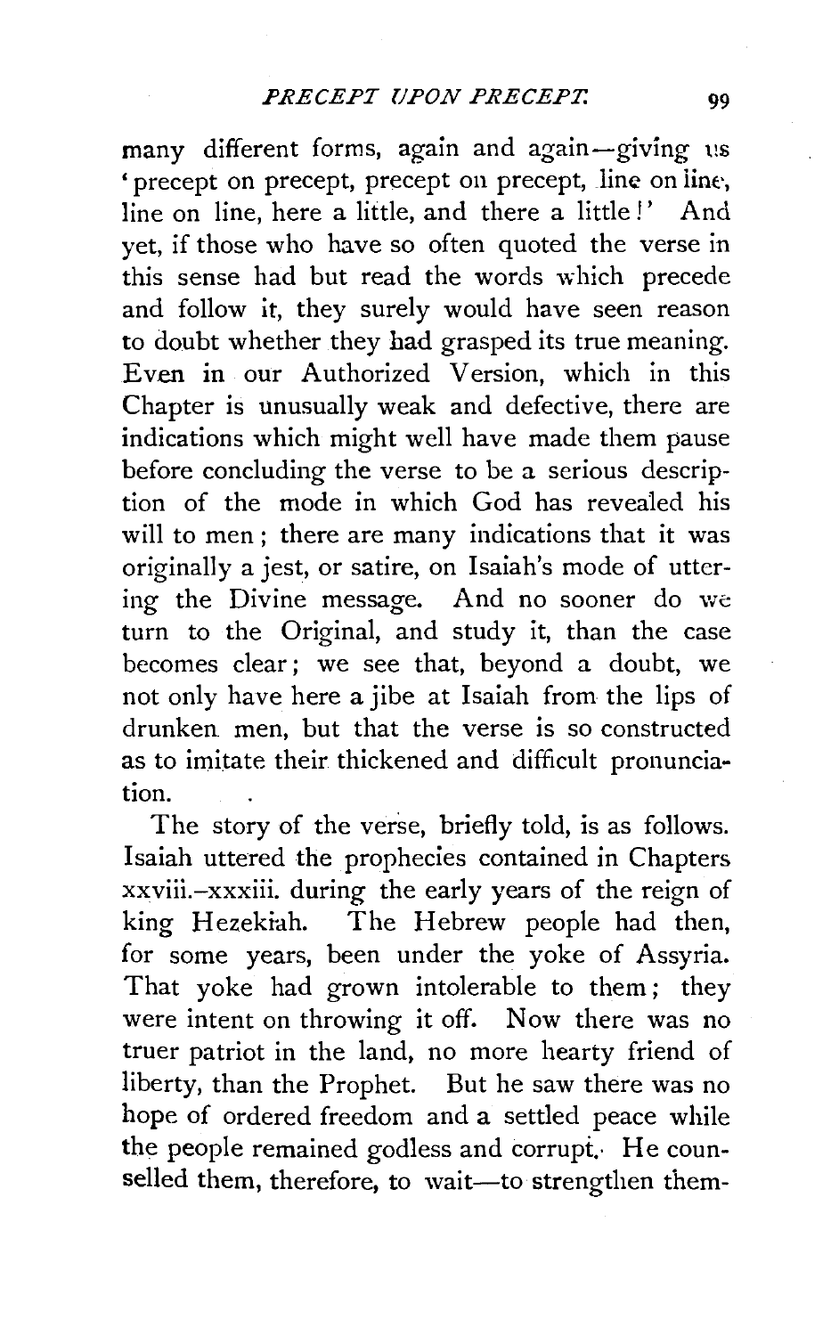many different forms, again and again—giving us 'precept on precept, precept on precept, line on line, line on line, here a little, and there a little!' And yet, if those who have so often quoted the verse in this sense had but read the words which precede and follow it, they surely would have seen reason to doubt whether they had grasped its true meaning. Even in our Authorized Version, which in this Chapter is unusually weak and defective, there are indications which might well have made them pause before concluding the verse to be a serious description of the mode in which God has revealed his will to men; there are many indications that it was originally a jest, or satire, on Isaiah's mode of uttering the Divine message. And no sooner do we turn to the Original, and study it, than the case becomes clear; we see that, beyond a doubt, we not only have here a jibe at Isaiah from the lips of drunken men, but that the verse is so constructed as to imitate their thickened and difficult pronunciation.

The story of the verse, briefly told, is as follows. Isaiah uttered the prophecies contained in Chapters xxviii.–xxxiii. during the early years of the reign of king Hezekiah. The Hebrew people had then, for some years, been under the yoke of Assyria. That yoke had grown intolerable to them; they were intent on throwing it off. Now there was no truer patriot in the land, no more hearty friend of liberty, than the Prophet. But he saw there was no hope of ordered freedom and a settled peace while the people remained godless and corrupt. He counselled them, therefore, to wait—to strengthen them-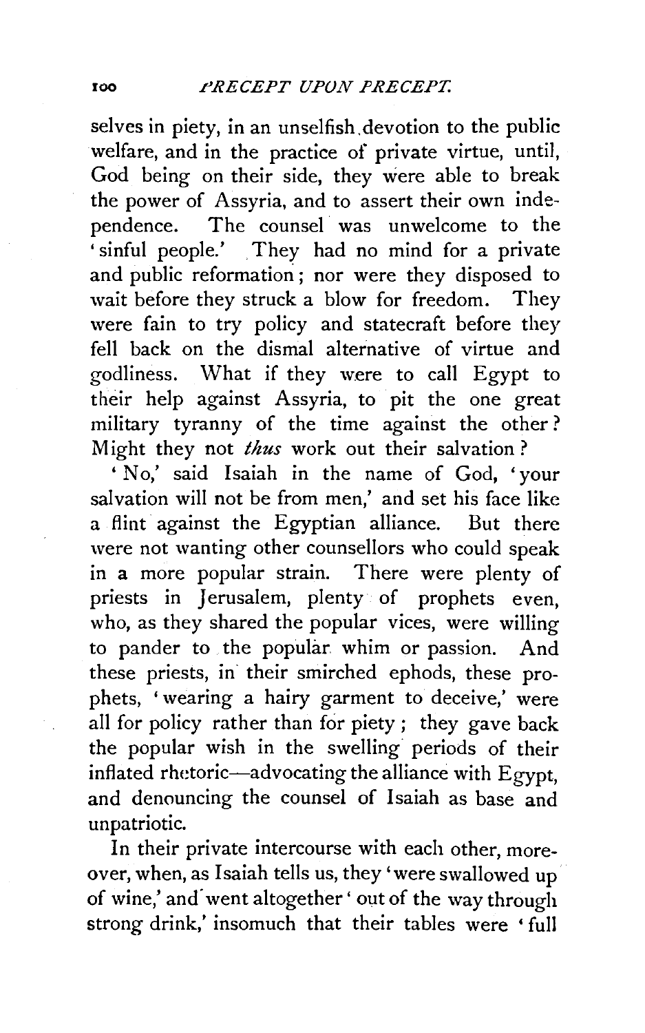selves in piety, in an unselfish devotion to the public welfare, and in the practice of private virtue, until, God being on their side, they were able to break the power of Assyria, and to assert their own independence. The counsel was unwelcome to the 'sinful people.' They had no mind for a private and public reformation; nor were they disposed to wait before they struck a blow for freedom. They were fain to try policy and statecraft before they fell back on the dismal alternative of virtue and godliness. What if they were to call Egypt to their help against Assyria, to pit the one great military tyranny of the time against the other? Might they not *thus* work out their salvation?

'No,' said Isaiah in the name of God, 'your salvation will not be from men,' and set his face like a flint against the Egyptian alliance. But there were not wanting other counsellors who could speak in a more popular strain. There were plenty of priests in Jerusalem, plenty of prophets even, who, as they shared the popular vices, were willing to pander to the popular whim or passion. And these priests, in their smirched ephods, these prophets, 'wearing a hairy garment to deceive,' were all for policy rather than for piety; they gave back the popular wish in the swelling periods of their inflated rhetoric—advocating the alliance with Egypt, and denouncing the counsel of Isaiah as base and unpatriotic.

In their private intercourse with each other, moreover, when, as Isaiah tells us, they 'were swallowed up of wine,' and went altogether 'out of the way through strong drink,' insomuch that their tables were 'full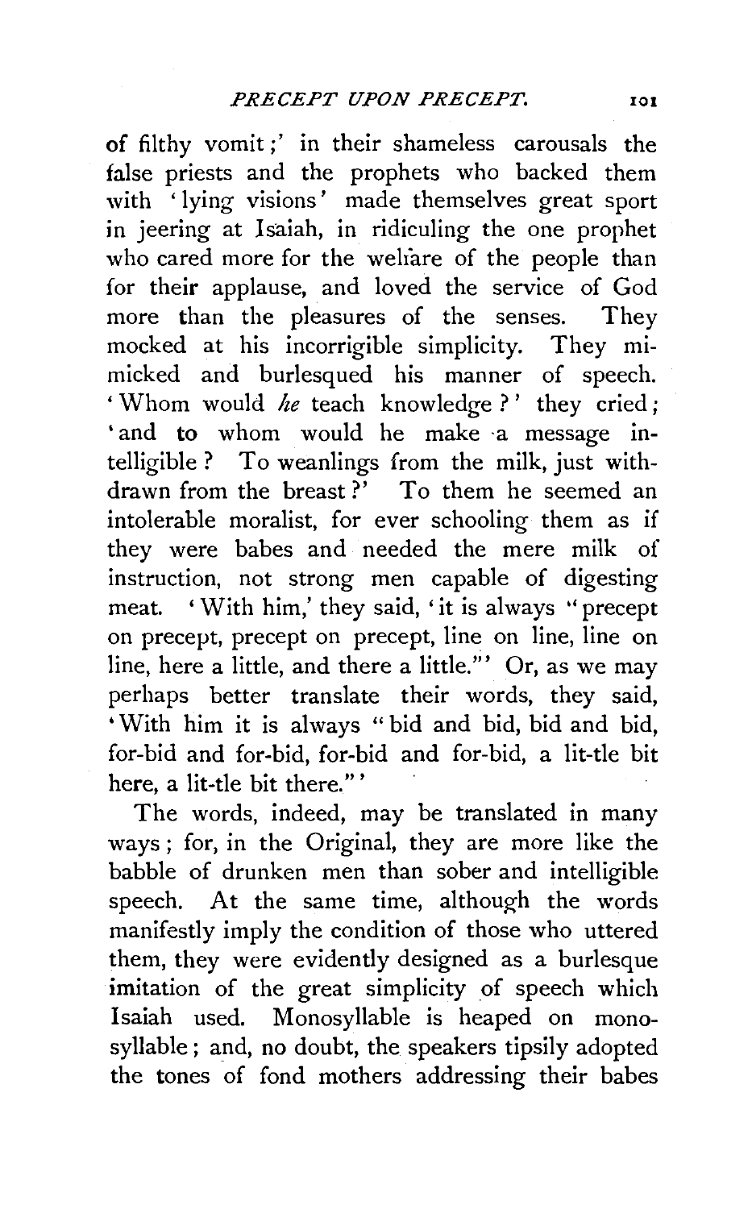of filthy vomit;' in their shameless carousals the false priests and the prophets who backed them with 'lying visions' made themselves great sport in jeering at Isaiah, in ridiculing the one prophet who cared more for the welfare of the people than for their applause, and loved the service of God more than the pleasures of the senses. They mocked at his incorrigible simplicity. They mimicked and burlesqued his manner of speech. 'Whom would *he* teach knowledge?' they cried; 'and to whom would he make a message intelligible? To weanlings from the milk, just withdrawn from the breast?' To them he seemed an intolerable moralist, for ever schooling them as if they were babes and needed the mere milk of instruction, not strong men capable of digesting meat. 'With him,' they said, 'it is always "precept on precept, precept on precept, line on line, line on line, here a little, and there a little."' Or, as we may perhaps better translate their words, they said, 'With him it is always "bid and bid, bid and bid, for-bid and for-bid, for-bid and for-bid, a lit-tle bit here, a lit-tle bit there."'

The words, indeed, may be translated in many ways; for, in the Original, they are more like the babble of drunken men than sober and intelligible speech. At the same time, although the words manifestly imply the condition of those who uttered them, they were evidently designed as a burlesque imitation of the great simplicity of speech which Isaiah used. Monosyllable is heaped on monosyllable; and, no doubt, the speakers tipsily adopted the tones of fond mothers addressing their babes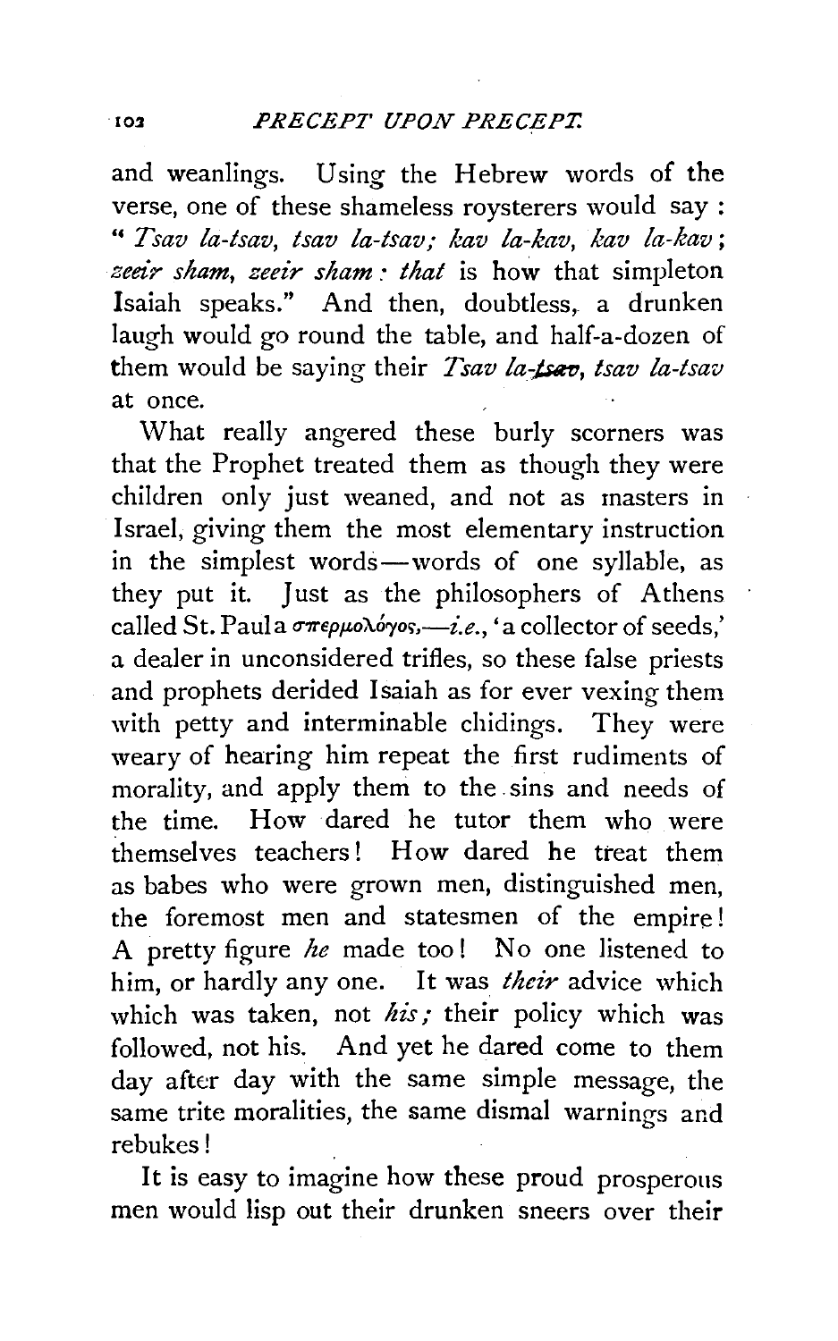and weanlings. Using the Hebrew words of the verse, one of these shameless roysterers would say : "*Tsav la-tsav, tsav la-tsav; kav la-kav, kav la-kav; zeeir sham, zeeir sham: that* is how that simpleton Isaiah speaks." And then, doubtless, a drunken laugh would go round the table, and half-a-dozen of them would be saying their *Tsav la-tsav, tsav la-tsav* at once.

What really angered these burly scorners was that the Prophet treated them as though they were children only just weaned, and not as masters in Israel, giving them the most elementary instruction in the simplest words—words of one syllable, as they put it. Just as the philosophers of Athens called St. Paul a σπερμολόγος,—*i.e.*, 'a collector of seeds,' a dealer in unconsidered trifles, so these false priests and prophets derided Isaiah as for ever vexing them with petty and interminable chidings. They were weary of hearing him repeat the first rudiments of morality, and apply them to the sins and needs of the time. How dared he tutor them who were themselves teachers! How dared he treat them as babes who were grown men, distinguished men, the foremost men and statesmen of the empire! A pretty figure *he* made too! No one listened to him, or hardly any one. It was *their* advice which which was taken, not *his;* their policy which was followed, not his. And yet he dared come to them day after day with the same simple message, the same trite moralities, the same dismal warnings and rebukes!

It is easy to imagine how these proud prosperous men would lisp out their drunken sneers over their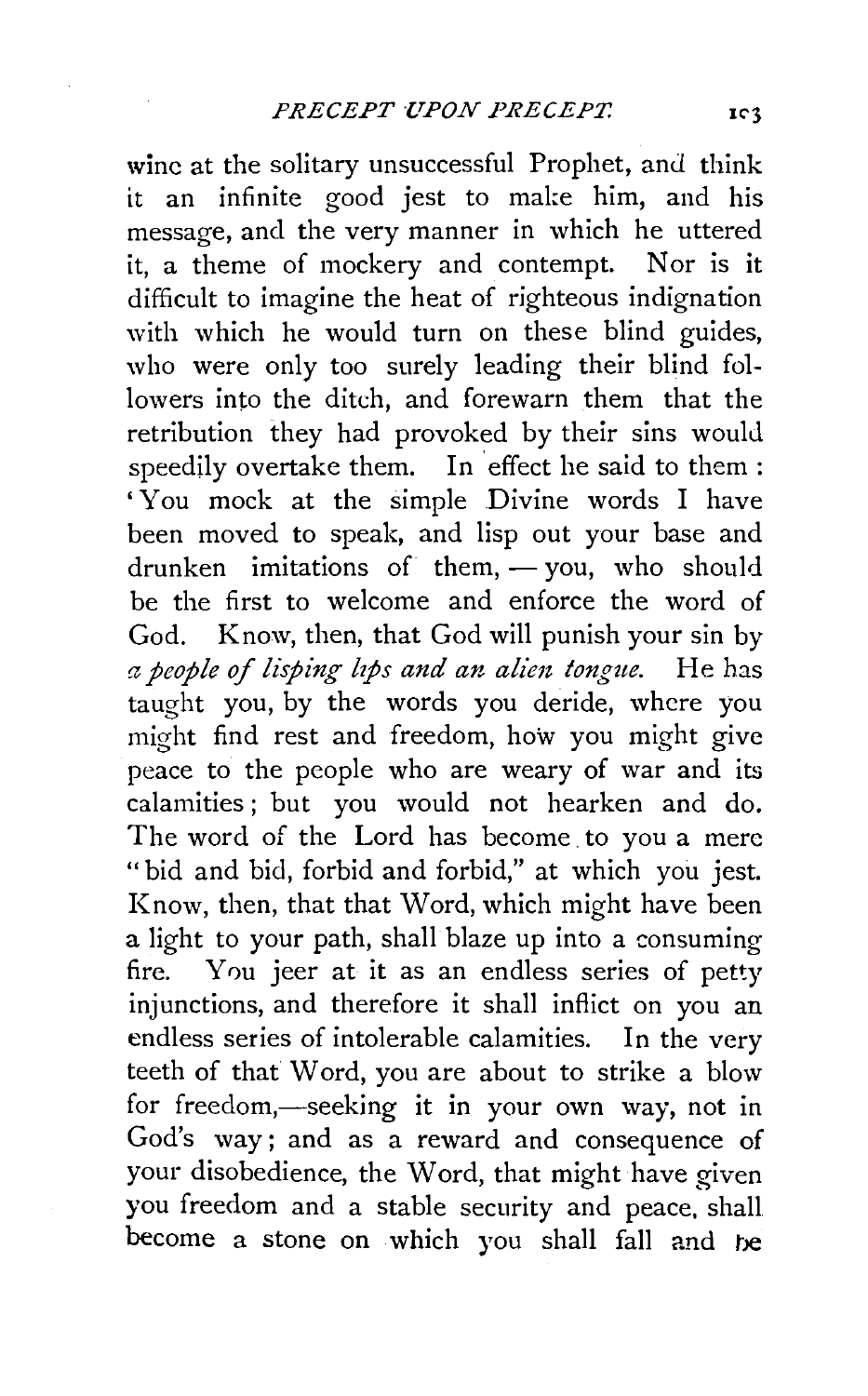wine at the solitary unsuccessful Prophet, and think it an infinite good jest to make him, and his message, and the very manner in which he uttered it, a theme of mockery and contempt. Nor is it difficult to imagine the heat of righteous indignation with which he would turn on these blind guides, who were only too surely leading their blind followers into the ditch, and forewarn them that the retribution they had provoked by their sins would speedily overtake them. In effect he said to them: 'You mock at the simple Divine words I have been moved to speak, and lisp out your base and drunken imitations of them, — you, who should be the first to welcome and enforce the word of God. Know, then, that God will punish your sin by *a people of lisping lips and an alien tongue.* He has taught you, by the words you deride, where you might find rest and freedom, how you might give peace to the people who are weary of war and its calamities; but you would not hearken and do. The word of the Lord has become to you a mere "bid and bid, forbid and forbid," at which you jest. Know, then, that that Word, which might have been a light to your path, shall blaze up into a consuming fire. You jeer at it as an endless series of petty injunctions, and therefore it shall inflict on you an endless series of intolerable calamities. In the very teeth of that Word, you are about to strike a blow for freedom,—seeking it in your own way, not in God's way; and as a reward and consequence of your disobedience, the Word, that might have given you freedom and a stable security and peace, shall become a stone on which you shall fall and be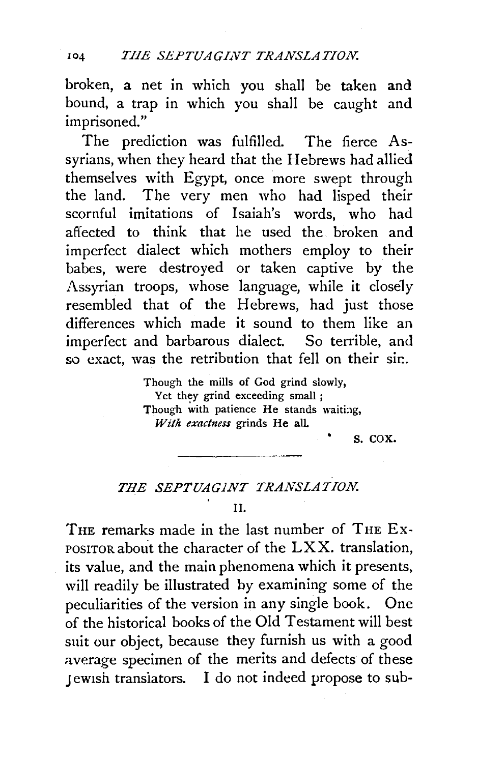broken, a net in which you shall be taken and bound, a trap in which you shall be caught and imprisoned."

The prediction was fulfilled. The fierce Assyrians, when they heard that the Hebrews had allied themselves with Egypt, once more swept through the land. The very men who had lisped their scornful imitations of Isaiah's words, who had affected to think that he used the broken and imperfect dialect which mothers employ to their babes, were destroyed or taken captive by the Assyrian troops, whose language, while it closely resembled that of the Hebrews, had just those differences which made it sound to them like an imperfect and barbarous dialect. So terrible, and so exact, was the retribution that fell on their sin.

> Though the mills of God grind slowly,
> Yet they grind exceeding small;
> Though with patience He stands waiting,
> *With exactness* grinds He all.

S. COX.

## *THE SEPTUAGINT TRANSLATION.*

### II.

THE remarks made in the last number of THE EXPOSITOR about the character of the LXX. translation, its value, and the main phenomena which it presents, will readily be illustrated by examining some of the peculiarities of the version in any single book. One of the historical books of the Old Testament will best suit our object, because they furnish us with a good average specimen of the merits and defects of these Jewish translators. I do not indeed propose to sub-